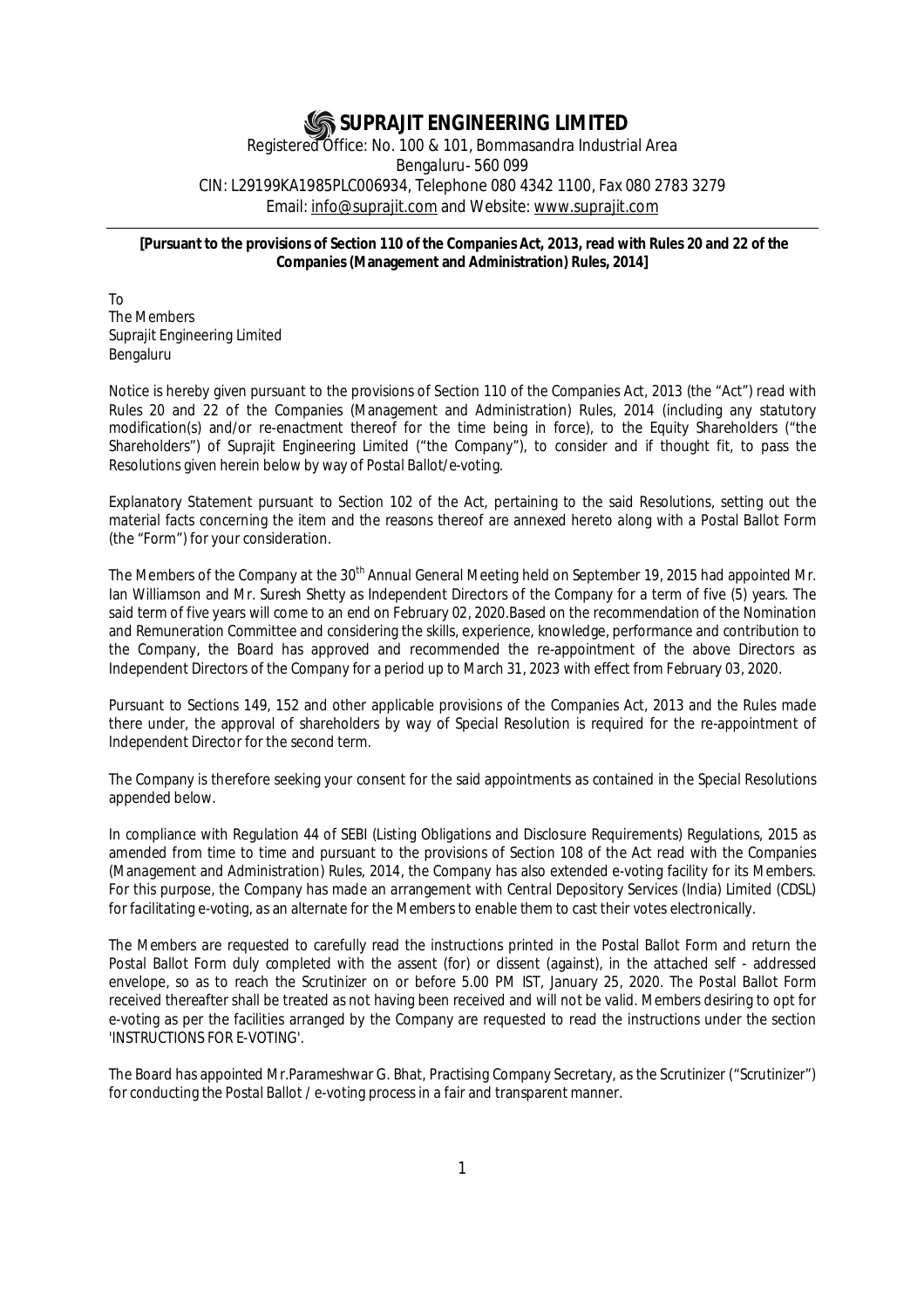# SUPRAJIT ENGINEERING LIMITED

Registered Office: No. 100 & 101, Bommasandra Industrial Area
Bengaluru- 560 099
CIN: L29199KA1985PLC006934, Telephone 080 4342 1100, Fax 080 2783 3279
Email: info@suprajit.com and Website: www.suprajit.com

**[Pursuant to the provisions of Section 110 of the Companies Act, 2013, read with Rules 20 and 22 of the Companies (Management and Administration) Rules, 2014]**

To
The Members
Suprajit Engineering Limited
Bengaluru

Notice is hereby given pursuant to the provisions of Section 110 of the Companies Act, 2013 (the "Act") read with Rules 20 and 22 of the Companies (Management and Administration) Rules, 2014 (including any statutory modification(s) and/or re-enactment thereof for the time being in force), to the Equity Shareholders ("the Shareholders") of Suprajit Engineering Limited ("the Company"), to consider and if thought fit, to pass the Resolutions given herein below by way of Postal Ballot/e-voting.

Explanatory Statement pursuant to Section 102 of the Act, pertaining to the said Resolutions, setting out the material facts concerning the item and the reasons thereof are annexed hereto along with a Postal Ballot Form (the "Form") for your consideration.

The Members of the Company at the 30th Annual General Meeting held on September 19, 2015 had appointed Mr. Ian Williamson and Mr. Suresh Shetty as Independent Directors of the Company for a term of five (5) years. The said term of five years will come to an end on February 02, 2020.Based on the recommendation of the Nomination and Remuneration Committee and considering the skills, experience, knowledge, performance and contribution to the Company, the Board has approved and recommended the re-appointment of the above Directors as Independent Directors of the Company for a period up to March 31, 2023 with effect from February 03, 2020.

Pursuant to Sections 149, 152 and other applicable provisions of the Companies Act, 2013 and the Rules made there under, the approval of shareholders by way of Special Resolution is required for the re-appointment of Independent Director for the second term.

The Company is therefore seeking your consent for the said appointments as contained in the Special Resolutions appended below.

In compliance with Regulation 44 of SEBI (Listing Obligations and Disclosure Requirements) Regulations, 2015 as amended from time to time and pursuant to the provisions of Section 108 of the Act read with the Companies (Management and Administration) Rules, 2014, the Company has also extended e-voting facility for its Members. For this purpose, the Company has made an arrangement with Central Depository Services (India) Limited (CDSL) for facilitating e-voting, as an alternate for the Members to enable them to cast their votes electronically.

The Members are requested to carefully read the instructions printed in the Postal Ballot Form and return the Postal Ballot Form duly completed with the assent (for) or dissent (against), in the attached self - addressed envelope, so as to reach the Scrutinizer on or before 5.00 PM IST, January 25, 2020. The Postal Ballot Form received thereafter shall be treated as not having been received and will not be valid. Members desiring to opt for e-voting as per the facilities arranged by the Company are requested to read the instructions under the section 'INSTRUCTIONS FOR E-VOTING'.

The Board has appointed Mr.Parameshwar G. Bhat, Practising Company Secretary, as the Scrutinizer ("Scrutinizer") for conducting the Postal Ballot / e-voting process in a fair and transparent manner.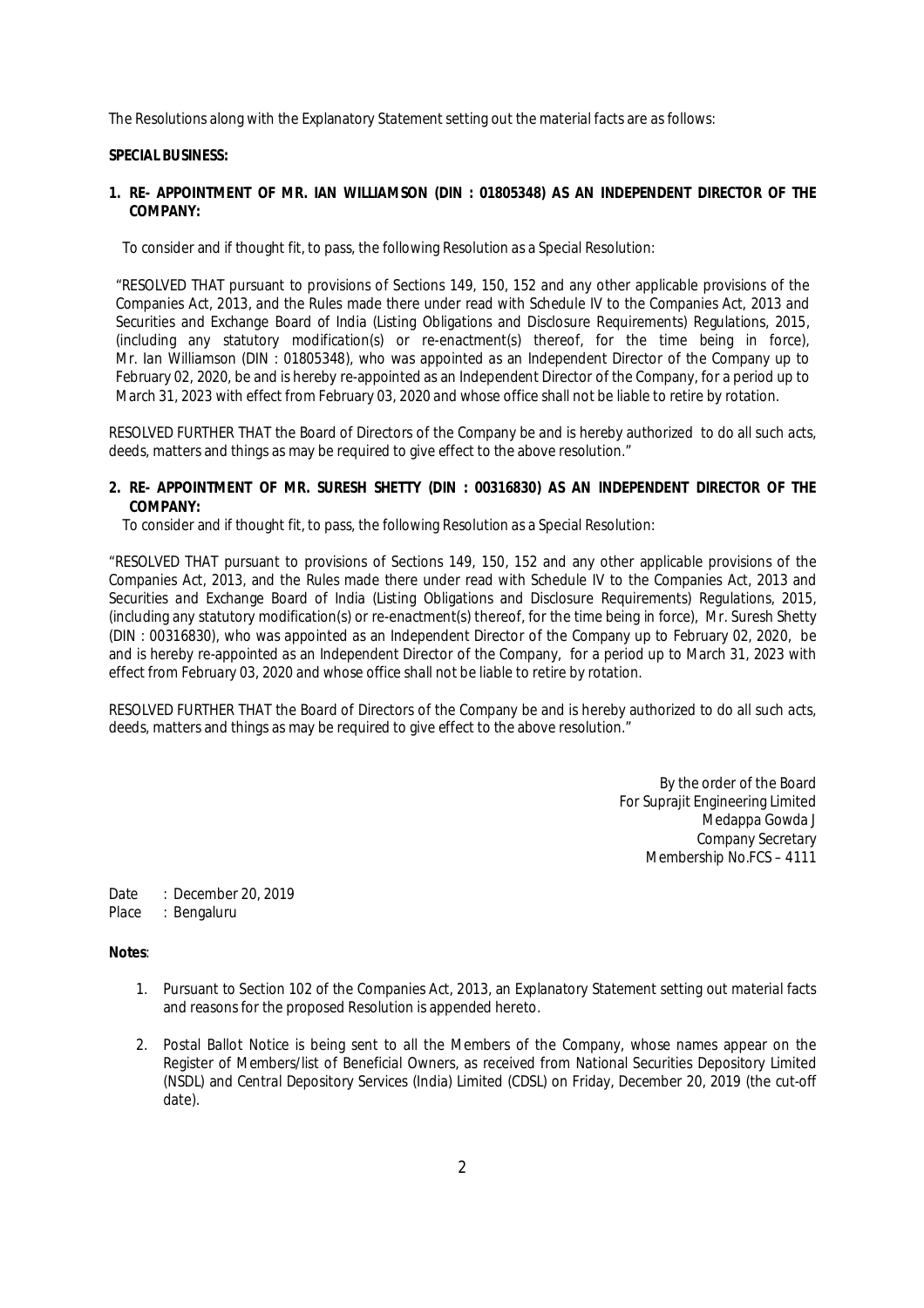The Resolutions along with the Explanatory Statement setting out the material facts are as follows:

**SPECIAL BUSINESS:**

**1. RE- APPOINTMENT OF MR. IAN WILLIAMSON (DIN : 01805348) AS AN INDEPENDENT DIRECTOR OF THE COMPANY:**

To consider and if thought fit, to pass, the following Resolution as a Special Resolution:

"RESOLVED THAT pursuant to provisions of Sections 149, 150, 152 and any other applicable provisions of the Companies Act, 2013, and the Rules made there under read with Schedule IV to the Companies Act, 2013 and Securities and Exchange Board of India (Listing Obligations and Disclosure Requirements) Regulations, 2015, (including any statutory modification(s) or re-enactment(s) thereof, for the time being in force), Mr. Ian Williamson (DIN : 01805348), who was appointed as an Independent Director of the Company up to February 02, 2020, be and is hereby re-appointed as an Independent Director of the Company, for a period up to March 31, 2023 with effect from February 03, 2020 and whose office shall not be liable to retire by rotation.

RESOLVED FURTHER THAT the Board of Directors of the Company be and is hereby authorized to do all such acts, deeds, matters and things as may be required to give effect to the above resolution."

**2. RE- APPOINTMENT OF MR. SURESH SHETTY (DIN : 00316830) AS AN INDEPENDENT DIRECTOR OF THE COMPANY:**

To consider and if thought fit, to pass, the following Resolution as a Special Resolution:

"RESOLVED THAT pursuant to provisions of Sections 149, 150, 152 and any other applicable provisions of the Companies Act, 2013, and the Rules made there under read with Schedule IV to the Companies Act, 2013 and Securities and Exchange Board of India (Listing Obligations and Disclosure Requirements) Regulations, 2015, (including any statutory modification(s) or re-enactment(s) thereof, for the time being in force), Mr. Suresh Shetty (DIN : 00316830), who was appointed as an Independent Director of the Company up to February 02, 2020, be and is hereby re-appointed as an Independent Director of the Company, for a period up to March 31, 2023 with effect from February 03, 2020 and whose office shall not be liable to retire by rotation.

RESOLVED FURTHER THAT the Board of Directors of the Company be and is hereby authorized to do all such acts, deeds, matters and things as may be required to give effect to the above resolution."

By the order of the Board
For Suprajit Engineering Limited
Medappa Gowda J
Company Secretary
Membership No.FCS – 4111

Date : December 20, 2019
Place : Bengaluru

**Notes**:

1. Pursuant to Section 102 of the Companies Act, 2013, an Explanatory Statement setting out material facts and reasons for the proposed Resolution is appended hereto.

2. Postal Ballot Notice is being sent to all the Members of the Company, whose names appear on the Register of Members/list of Beneficial Owners, as received from National Securities Depository Limited (NSDL) and Central Depository Services (India) Limited (CDSL) on Friday, December 20, 2019 (the cut-off date).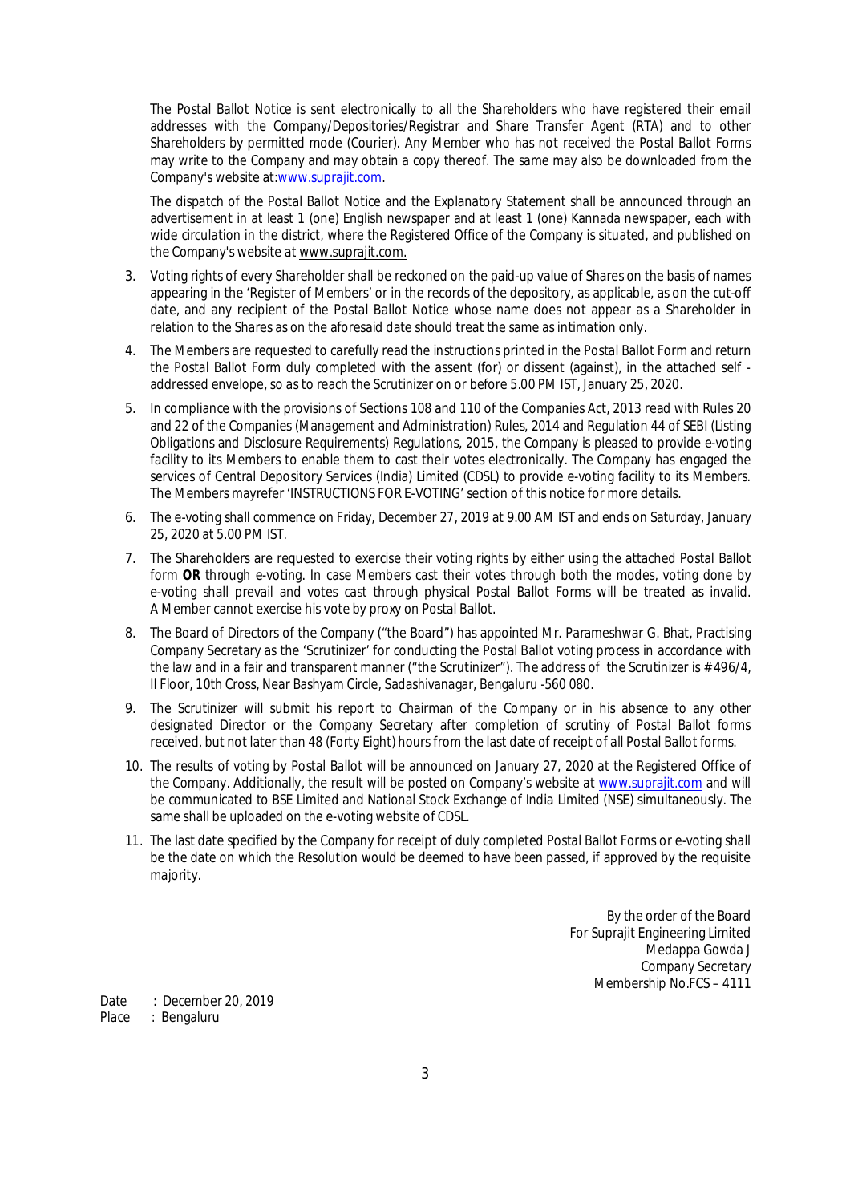The Postal Ballot Notice is sent electronically to all the Shareholders who have registered their email addresses with the Company/Depositories/Registrar and Share Transfer Agent (RTA) and to other Shareholders by permitted mode (Courier). Any Member who has not received the Postal Ballot Forms may write to the Company and may obtain a copy thereof. The same may also be downloaded from the Company's website at:www.suprajit.com.

The dispatch of the Postal Ballot Notice and the Explanatory Statement shall be announced through an advertisement in at least 1 (one) English newspaper and at least 1 (one) Kannada newspaper, each with wide circulation in the district, where the Registered Office of the Company is situated, and published on the Company's website at www.suprajit.com.

3. Voting rights of every Shareholder shall be reckoned on the paid-up value of Shares on the basis of names appearing in the 'Register of Members' or in the records of the depository, as applicable, as on the cut-off date, and any recipient of the Postal Ballot Notice whose name does not appear as a Shareholder in relation to the Shares as on the aforesaid date should treat the same as intimation only.

4. The Members are requested to carefully read the instructions printed in the Postal Ballot Form and return the Postal Ballot Form duly completed with the assent (for) or dissent (against), in the attached self - addressed envelope, so as to reach the Scrutinizer on or before 5.00 PM IST, January 25, 2020.

5. In compliance with the provisions of Sections 108 and 110 of the Companies Act, 2013 read with Rules 20 and 22 of the Companies (Management and Administration) Rules, 2014 and Regulation 44 of SEBI (Listing Obligations and Disclosure Requirements) Regulations, 2015, the Company is pleased to provide e-voting facility to its Members to enable them to cast their votes electronically. The Company has engaged the services of Central Depository Services (India) Limited (CDSL) to provide e-voting facility to its Members. The Members mayrefer 'INSTRUCTIONS FOR E-VOTING' section of this notice for more details.

6. The e-voting shall commence on Friday, December 27, 2019 at 9.00 AM IST and ends on Saturday, January 25, 2020 at 5.00 PM IST.

7. The Shareholders are requested to exercise their voting rights by either using the attached Postal Ballot form **OR** through e-voting. In case Members cast their votes through both the modes, voting done by e-voting shall prevail and votes cast through physical Postal Ballot Forms will be treated as invalid. A Member cannot exercise his vote by proxy on Postal Ballot.

8. The Board of Directors of the Company ("the Board") has appointed Mr. Parameshwar G. Bhat, Practising Company Secretary as the 'Scrutinizer' for conducting the Postal Ballot voting process in accordance with the law and in a fair and transparent manner ("the Scrutinizer"). The address of the Scrutinizer is # 496/4, II Floor, 10th Cross, Near Bashyam Circle, Sadashivanagar, Bengaluru -560 080.

9. The Scrutinizer will submit his report to Chairman of the Company or in his absence to any other designated Director or the Company Secretary after completion of scrutiny of Postal Ballot forms received, but not later than 48 (Forty Eight) hours from the last date of receipt of all Postal Ballot forms.

10. The results of voting by Postal Ballot will be announced on January 27, 2020 at the Registered Office of the Company. Additionally, the result will be posted on Company's website at www.suprajit.com and will be communicated to BSE Limited and National Stock Exchange of India Limited (NSE) simultaneously. The same shall be uploaded on the e-voting website of CDSL.

11. The last date specified by the Company for receipt of duly completed Postal Ballot Forms or e-voting shall be the date on which the Resolution would be deemed to have been passed, if approved by the requisite majority.

By the order of the Board
For Suprajit Engineering Limited
Medappa Gowda J
Company Secretary
Membership No.FCS – 4111

Date : December 20, 2019
Place : Bengaluru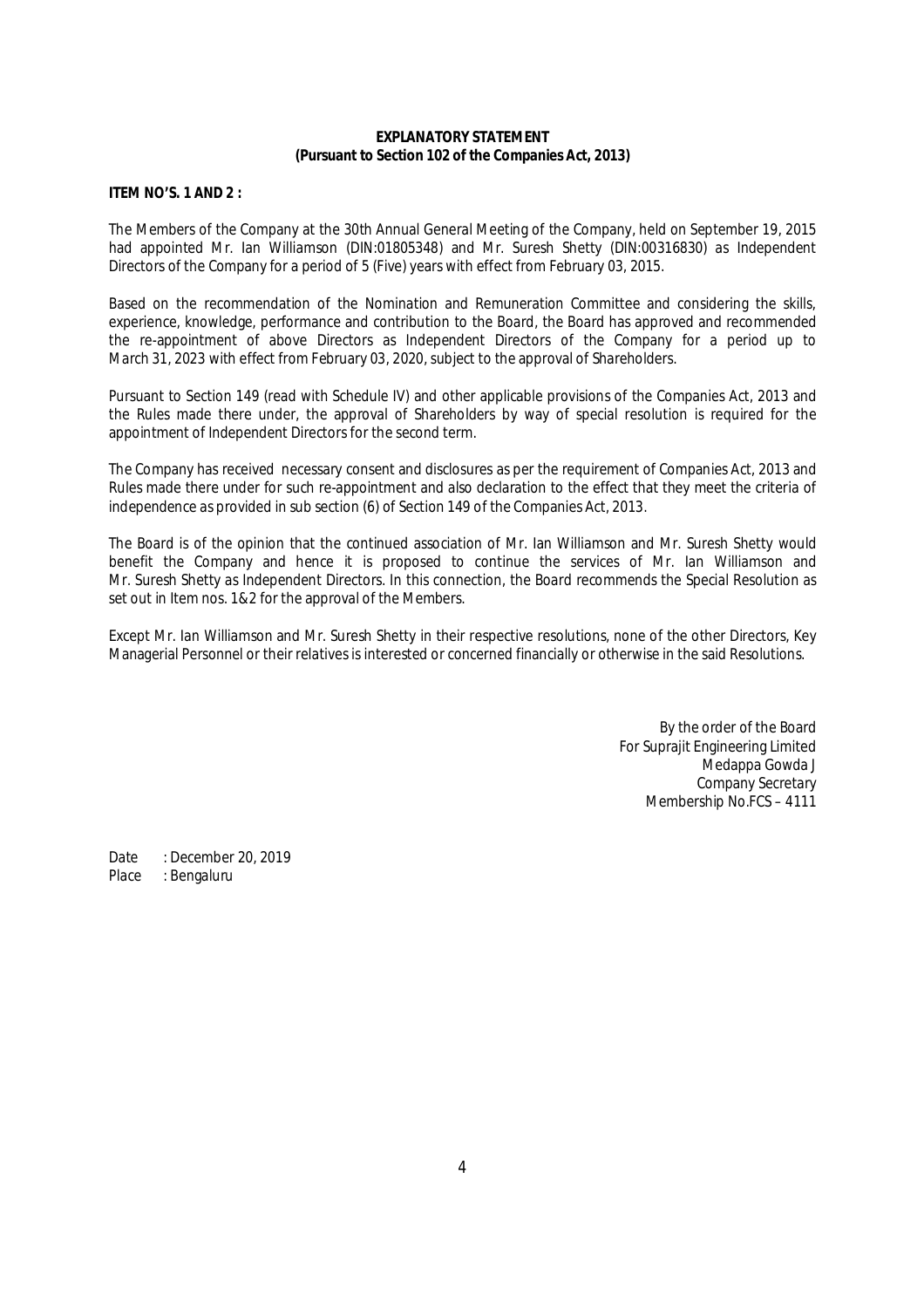## EXPLANATORY STATEMENT
### (Pursuant to Section 102 of the Companies Act, 2013)

**ITEM NO'S. 1 AND 2 :**

The Members of the Company at the 30th Annual General Meeting of the Company, held on September 19, 2015 had appointed Mr. Ian Williamson (DIN:01805348) and Mr. Suresh Shetty (DIN:00316830) as Independent Directors of the Company for a period of 5 (Five) years with effect from February 03, 2015.

Based on the recommendation of the Nomination and Remuneration Committee and considering the skills, experience, knowledge, performance and contribution to the Board, the Board has approved and recommended the re-appointment of above Directors as Independent Directors of the Company for a period up to March 31, 2023 with effect from February 03, 2020, subject to the approval of Shareholders.

Pursuant to Section 149 (read with Schedule IV) and other applicable provisions of the Companies Act, 2013 and the Rules made there under, the approval of Shareholders by way of special resolution is required for the appointment of Independent Directors for the second term.

The Company has received necessary consent and disclosures as per the requirement of Companies Act, 2013 and Rules made there under for such re-appointment and also declaration to the effect that they meet the criteria of independence as provided in sub section (6) of Section 149 of the Companies Act, 2013.

The Board is of the opinion that the continued association of Mr. Ian Williamson and Mr. Suresh Shetty would benefit the Company and hence it is proposed to continue the services of Mr. Ian Williamson and Mr. Suresh Shetty as Independent Directors. In this connection, the Board recommends the Special Resolution as set out in Item nos. 1&2 for the approval of the Members.

Except Mr. Ian Williamson and Mr. Suresh Shetty in their respective resolutions, none of the other Directors, Key Managerial Personnel or their relatives is interested or concerned financially or otherwise in the said Resolutions.

By the order of the Board
For Suprajit Engineering Limited
Medappa Gowda J
Company Secretary
Membership No.FCS – 4111

Date : December 20, 2019
Place : Bengaluru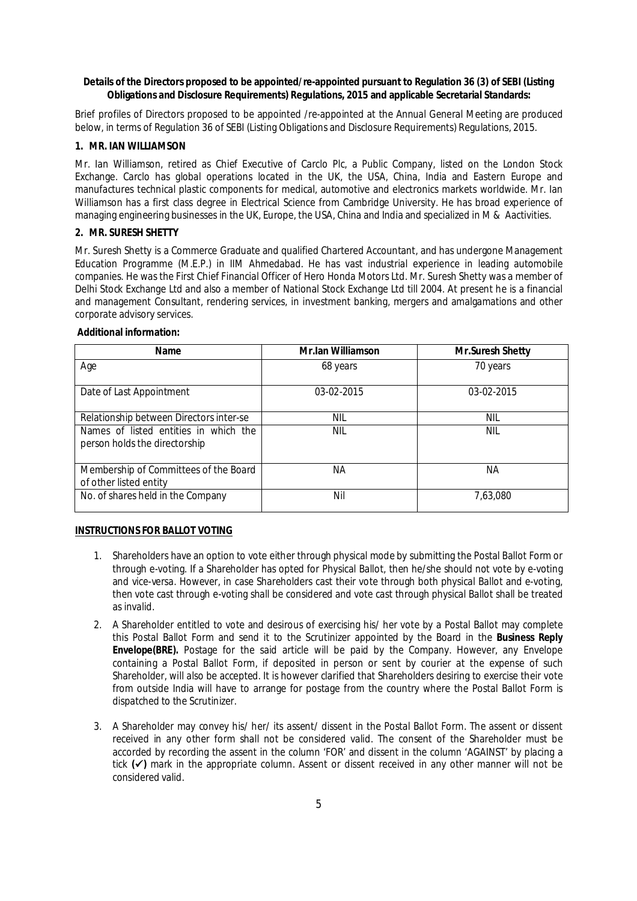**Details of the Directors proposed to be appointed/re-appointed pursuant to Regulation 36 (3) of SEBI (Listing Obligations and Disclosure Requirements) Regulations, 2015 and applicable Secretarial Standards:**

Brief profiles of Directors proposed to be appointed /re-appointed at the Annual General Meeting are produced below, in terms of Regulation 36 of SEBI (Listing Obligations and Disclosure Requirements) Regulations, 2015.

**1. MR. IAN WILLIAMSON**

Mr. Ian Williamson, retired as Chief Executive of Carclo Plc, a Public Company, listed on the London Stock Exchange. Carclo has global operations located in the UK, the USA, China, India and Eastern Europe and manufactures technical plastic components for medical, automotive and electronics markets worldwide. Mr. Ian Williamson has a first class degree in Electrical Science from Cambridge University. He has broad experience of managing engineering businesses in the UK, Europe, the USA, China and India and specialized in M & Aactivities.

**2. MR. SURESH SHETTY**

Mr. Suresh Shetty is a Commerce Graduate and qualified Chartered Accountant, and has undergone Management Education Programme (M.E.P.) in IIM Ahmedabad. He has vast industrial experience in leading automobile companies. He was the First Chief Financial Officer of Hero Honda Motors Ltd. Mr. Suresh Shetty was a member of Delhi Stock Exchange Ltd and also a member of National Stock Exchange Ltd till 2004. At present he is a financial and management Consultant, rendering services, in investment banking, mergers and amalgamations and other corporate advisory services.

**Additional information:**

| Name | Mr.Ian Williamson | Mr.Suresh Shetty |
|---|---|---|
| Age | 68 years | 70 years |
| Date of Last Appointment | 03-02-2015 | 03-02-2015 |
| Relationship between Directors inter-se | NIL | NIL |
| Names of listed entities in which the person holds the directorship | NIL | NIL |
| Membership of Committees of the Board of other listed entity | NA | NA |
| No. of shares held in the Company | Nil | 7,63,080 |

**<u>INSTRUCTIONS FOR BALLOT VOTING</u>**

1. Shareholders have an option to vote either through physical mode by submitting the Postal Ballot Form or through e-voting. If a Shareholder has opted for Physical Ballot, then he/she should not vote by e-voting and vice-versa. However, in case Shareholders cast their vote through both physical Ballot and e-voting, then vote cast through e-voting shall be considered and vote cast through physical Ballot shall be treated as invalid.
2. A Shareholder entitled to vote and desirous of exercising his/ her vote by a Postal Ballot may complete this Postal Ballot Form and send it to the Scrutinizer appointed by the Board in the **Business Reply Envelope(BRE).** Postage for the said article will be paid by the Company. However, any Envelope containing a Postal Ballot Form, if deposited in person or sent by courier at the expense of such Shareholder, will also be accepted. It is however clarified that Shareholders desiring to exercise their vote from outside India will have to arrange for postage from the country where the Postal Ballot Form is dispatched to the Scrutinizer.
3. A Shareholder may convey his/ her/ its assent/ dissent in the Postal Ballot Form. The assent or dissent received in any other form shall not be considered valid. The consent of the Shareholder must be accorded by recording the assent in the column 'FOR' and dissent in the column 'AGAINST' by placing a tick **(✓)** mark in the appropriate column. Assent or dissent received in any other manner will not be considered valid.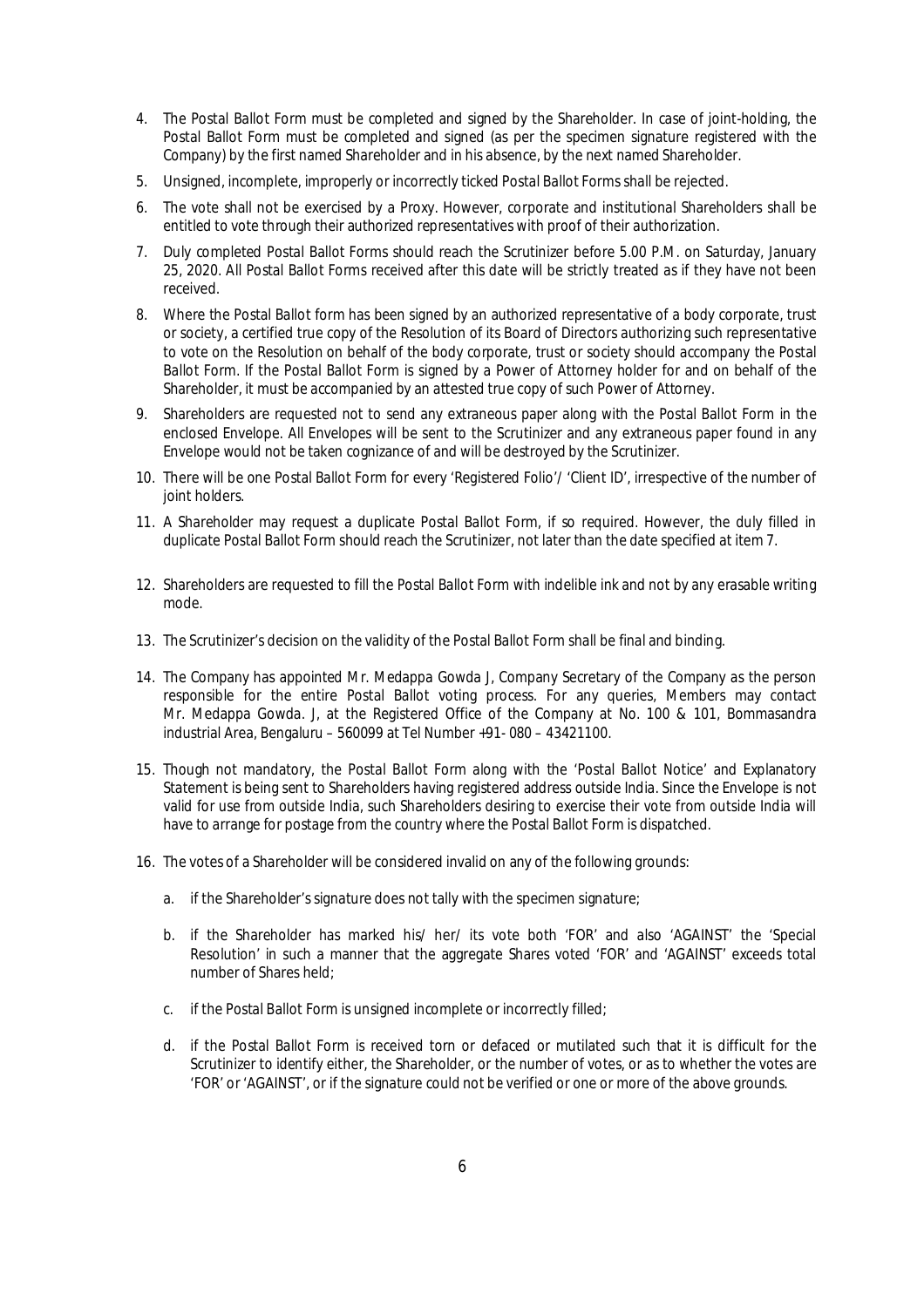4. The Postal Ballot Form must be completed and signed by the Shareholder. In case of joint-holding, the Postal Ballot Form must be completed and signed (as per the specimen signature registered with the Company) by the first named Shareholder and in his absence, by the next named Shareholder.

5. Unsigned, incomplete, improperly or incorrectly ticked Postal Ballot Forms shall be rejected.

6. The vote shall not be exercised by a Proxy. However, corporate and institutional Shareholders shall be entitled to vote through their authorized representatives with proof of their authorization.

7. Duly completed Postal Ballot Forms should reach the Scrutinizer before 5.00 P.M. on Saturday, January 25, 2020. All Postal Ballot Forms received after this date will be strictly treated as if they have not been received.

8. Where the Postal Ballot form has been signed by an authorized representative of a body corporate, trust or society, a certified true copy of the Resolution of its Board of Directors authorizing such representative to vote on the Resolution on behalf of the body corporate, trust or society should accompany the Postal Ballot Form. If the Postal Ballot Form is signed by a Power of Attorney holder for and on behalf of the Shareholder, it must be accompanied by an attested true copy of such Power of Attorney.

9. Shareholders are requested not to send any extraneous paper along with the Postal Ballot Form in the enclosed Envelope. All Envelopes will be sent to the Scrutinizer and any extraneous paper found in any Envelope would not be taken cognizance of and will be destroyed by the Scrutinizer.

10. There will be one Postal Ballot Form for every 'Registered Folio'/ 'Client ID', irrespective of the number of joint holders.

11. A Shareholder may request a duplicate Postal Ballot Form, if so required. However, the duly filled in duplicate Postal Ballot Form should reach the Scrutinizer, not later than the date specified at item 7.

12. Shareholders are requested to fill the Postal Ballot Form with indelible ink and not by any erasable writing mode.

13. The Scrutinizer's decision on the validity of the Postal Ballot Form shall be final and binding.

14. The Company has appointed Mr. Medappa Gowda J, Company Secretary of the Company as the person responsible for the entire Postal Ballot voting process. For any queries, Members may contact Mr. Medappa Gowda. J, at the Registered Office of the Company at No. 100 & 101, Bommasandra industrial Area, Bengaluru – 560099 at Tel Number +91- 080 – 43421100.

15. Though not mandatory, the Postal Ballot Form along with the 'Postal Ballot Notice' and Explanatory Statement is being sent to Shareholders having registered address outside India. Since the Envelope is not valid for use from outside India, such Shareholders desiring to exercise their vote from outside India will have to arrange for postage from the country where the Postal Ballot Form is dispatched.

16. The votes of a Shareholder will be considered invalid on any of the following grounds:

    a. if the Shareholder's signature does not tally with the specimen signature;

    b. if the Shareholder has marked his/ her/ its vote both 'FOR' and also 'AGAINST' the 'Special Resolution' in such a manner that the aggregate Shares voted 'FOR' and 'AGAINST' exceeds total number of Shares held;

    c. if the Postal Ballot Form is unsigned incomplete or incorrectly filled;

    d. if the Postal Ballot Form is received torn or defaced or mutilated such that it is difficult for the Scrutinizer to identify either, the Shareholder, or the number of votes, or as to whether the votes are 'FOR' or 'AGAINST', or if the signature could not be verified or one or more of the above grounds.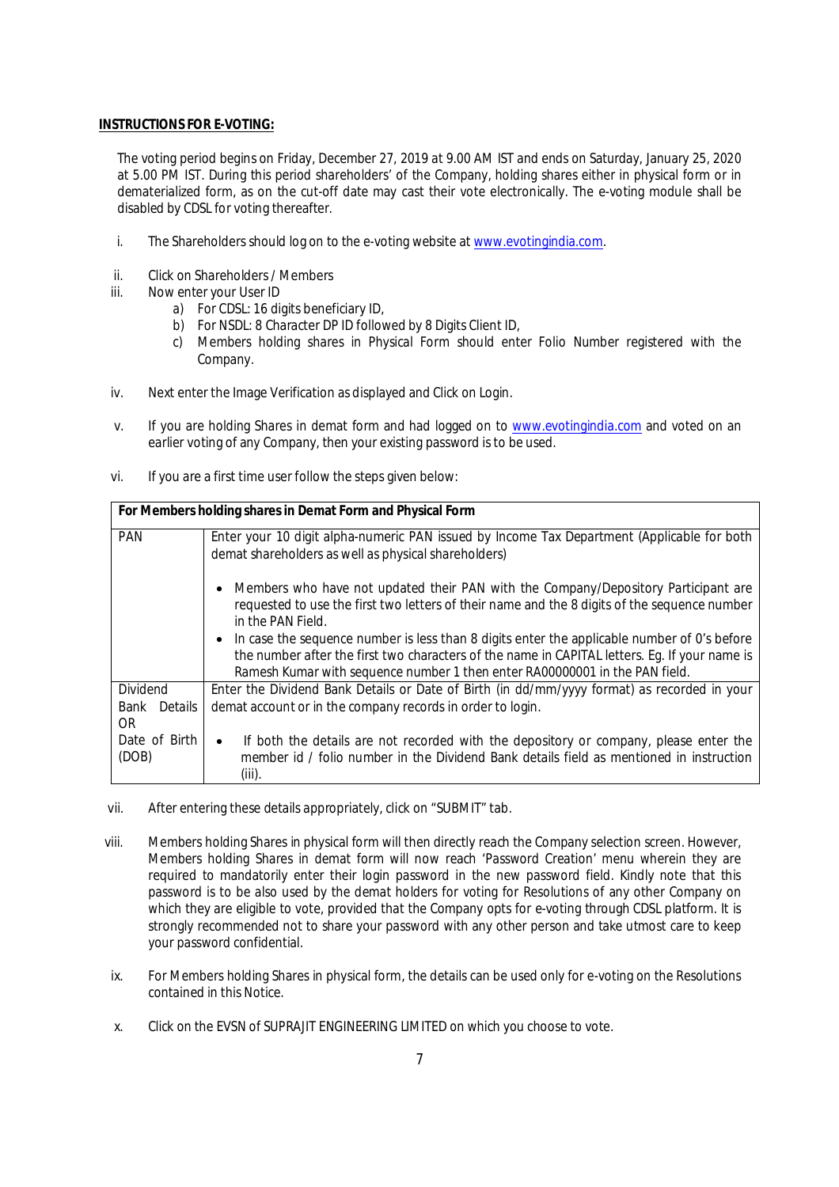**INSTRUCTIONS FOR E-VOTING:**

The voting period begins on Friday, December 27, 2019 at 9.00 AM IST and ends on Saturday, January 25, 2020 at 5.00 PM IST. During this period shareholders' of the Company, holding shares either in physical form or in dematerialized form, as on the cut-off date may cast their vote electronically. The e-voting module shall be disabled by CDSL for voting thereafter.

i. The Shareholders should log on to the e-voting website at www.evotingindia.com.

ii. Click on Shareholders / Members

iii. Now enter your User ID
   a) For CDSL: 16 digits beneficiary ID,
   b) For NSDL: 8 Character DP ID followed by 8 Digits Client ID,
   c) Members holding shares in Physical Form should enter Folio Number registered with the Company.

iv. Next enter the Image Verification as displayed and Click on Login.

v. If you are holding Shares in demat form and had logged on to www.evotingindia.com and voted on an earlier voting of any Company, then your existing password is to be used.

vi. If you are a first time user follow the steps given below:

| **For Members holding shares in Demat Form and Physical Form** | |
|---|---|
| PAN | Enter your 10 digit alpha-numeric PAN issued by Income Tax Department (Applicable for both demat shareholders as well as physical shareholders)<br><br>• Members who have not updated their PAN with the Company/Depository Participant are requested to use the first two letters of their name and the 8 digits of the sequence number in the PAN Field.<br>• In case the sequence number is less than 8 digits enter the applicable number of 0's before the number after the first two characters of the name in CAPITAL letters. Eg. If your name is Ramesh Kumar with sequence number 1 then enter RA00000001 in the PAN field. |
| Dividend Bank Details OR Date of Birth (DOB) | Enter the Dividend Bank Details or Date of Birth (in dd/mm/yyyy format) as recorded in your demat account or in the company records in order to login.<br><br>• If both the details are not recorded with the depository or company, please enter the member id / folio number in the Dividend Bank details field as mentioned in instruction (iii). |

vii. After entering these details appropriately, click on "SUBMIT" tab.

viii. Members holding Shares in physical form will then directly reach the Company selection screen. However, Members holding Shares in demat form will now reach 'Password Creation' menu wherein they are required to mandatorily enter their login password in the new password field. Kindly note that this password is to be also used by the demat holders for voting for Resolutions of any other Company on which they are eligible to vote, provided that the Company opts for e-voting through CDSL platform. It is strongly recommended not to share your password with any other person and take utmost care to keep your password confidential.

ix. For Members holding Shares in physical form, the details can be used only for e-voting on the Resolutions contained in this Notice.

x. Click on the EVSN of SUPRAJIT ENGINEERING LIMITED on which you choose to vote.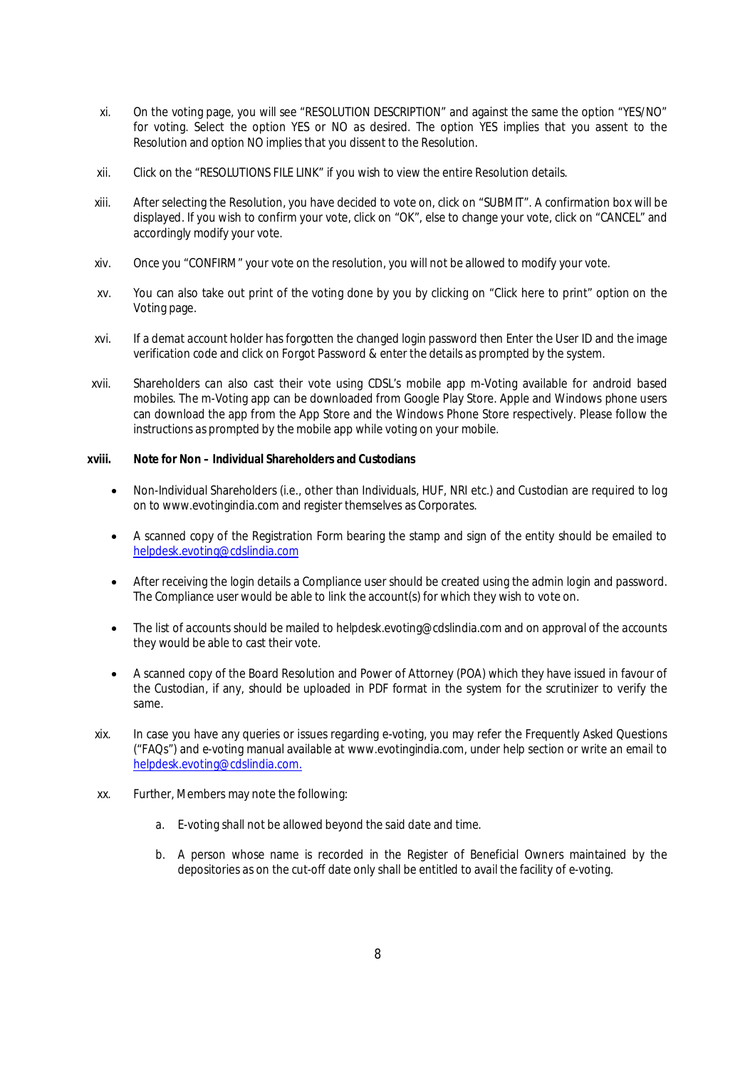xi. On the voting page, you will see "RESOLUTION DESCRIPTION" and against the same the option "YES/NO" for voting. Select the option YES or NO as desired. The option YES implies that you assent to the Resolution and option NO implies that you dissent to the Resolution.

xii. Click on the "RESOLUTIONS FILE LINK" if you wish to view the entire Resolution details.

xiii. After selecting the Resolution, you have decided to vote on, click on "SUBMIT". A confirmation box will be displayed. If you wish to confirm your vote, click on "OK", else to change your vote, click on "CANCEL" and accordingly modify your vote.

xiv. Once you "CONFIRM" your vote on the resolution, you will not be allowed to modify your vote.

xv. You can also take out print of the voting done by you by clicking on "Click here to print" option on the Voting page.

xvi. If a demat account holder has forgotten the changed login password then Enter the User ID and the image verification code and click on Forgot Password & enter the details as prompted by the system.

xvii. Shareholders can also cast their vote using CDSL's mobile app m-Voting available for android based mobiles. The m-Voting app can be downloaded from Google Play Store. Apple and Windows phone users can download the app from the App Store and the Windows Phone Store respectively. Please follow the instructions as prompted by the mobile app while voting on your mobile.

**xviii. Note for Non – Individual Shareholders and Custodians**

- Non-Individual Shareholders (i.e., other than Individuals, HUF, NRI etc.) and Custodian are required to log on to www.evotingindia.com and register themselves as Corporates.
- A scanned copy of the Registration Form bearing the stamp and sign of the entity should be emailed to helpdesk.evoting@cdslindia.com
- After receiving the login details a Compliance user should be created using the admin login and password. The Compliance user would be able to link the account(s) for which they wish to vote on.
- The list of accounts should be mailed to helpdesk.evoting@cdslindia.com and on approval of the accounts they would be able to cast their vote.
- A scanned copy of the Board Resolution and Power of Attorney (POA) which they have issued in favour of the Custodian, if any, should be uploaded in PDF format in the system for the scrutinizer to verify the same.

xix. In case you have any queries or issues regarding e-voting, you may refer the Frequently Asked Questions ("FAQs") and e-voting manual available at www.evotingindia.com, under help section or write an email to helpdesk.evoting@cdslindia.com.

xx. Further, Members may note the following:

a. E-voting shall not be allowed beyond the said date and time.

b. A person whose name is recorded in the Register of Beneficial Owners maintained by the depositories as on the cut-off date only shall be entitled to avail the facility of e-voting.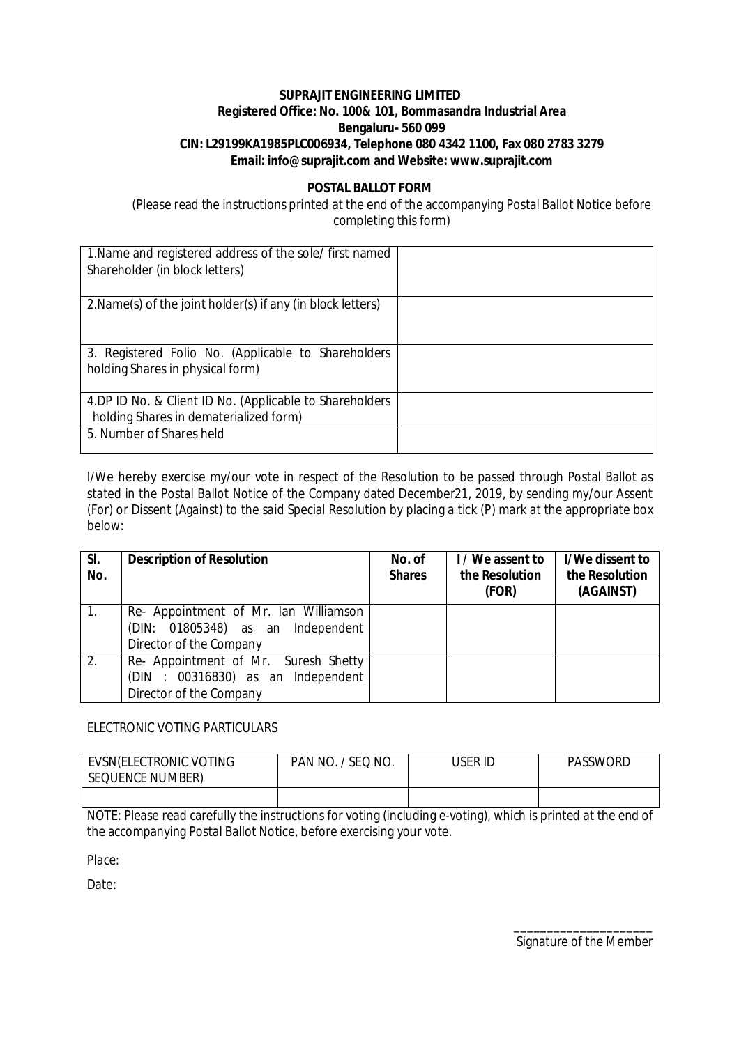**SUPRAJIT ENGINEERING LIMITED**
**Registered Office: No. 100& 101, Bommasandra Industrial Area**
**Bengaluru- 560 099**
**CIN: L29199KA1985PLC006934, Telephone 080 4342 1100, Fax 080 2783 3279**
**Email: info@suprajit.com and Website: www.suprajit.com**

## POSTAL BALLOT FORM

(Please read the instructions printed at the end of the accompanying Postal Ballot Notice before completing this form)

| | |
|---|---|
| 1.Name and registered address of the sole/ first named Shareholder (in block letters) | |
| 2.Name(s) of the joint holder(s) if any (in block letters) | |
| 3. Registered Folio No. (Applicable to Shareholders holding Shares in physical form) | |
| 4.DP ID No. & Client ID No. (Applicable to Shareholders holding Shares in dematerialized form) | |
| 5. Number of Shares held | |

I/We hereby exercise my/our vote in respect of the Resolution to be passed through Postal Ballot as stated in the Postal Ballot Notice of the Company dated December21, 2019, by sending my/our Assent (For) or Dissent (Against) to the said Special Resolution by placing a tick (P) mark at the appropriate box below:

| Sl. No. | Description of Resolution | No. of Shares | I / We assent to the Resolution (FOR) | I/We dissent to the Resolution (AGAINST) |
|---|---|---|---|---|
| 1. | Re- Appointment of Mr. Ian Williamson (DIN: 01805348) as an Independent Director of the Company | | | |
| 2. | Re- Appointment of Mr. Suresh Shetty (DIN : 00316830) as an Independent Director of the Company | | | |

ELECTRONIC VOTING PARTICULARS

| EVSN(ELECTRONIC VOTING SEQUENCE NUMBER) | PAN NO. / SEQ NO. | USER ID | PASSWORD |
|---|---|---|---|
| | | | |

NOTE: Please read carefully the instructions for voting (including e-voting), which is printed at the end of the accompanying Postal Ballot Notice, before exercising your vote.

Place:

Date:

_____________________
Signature of the Member